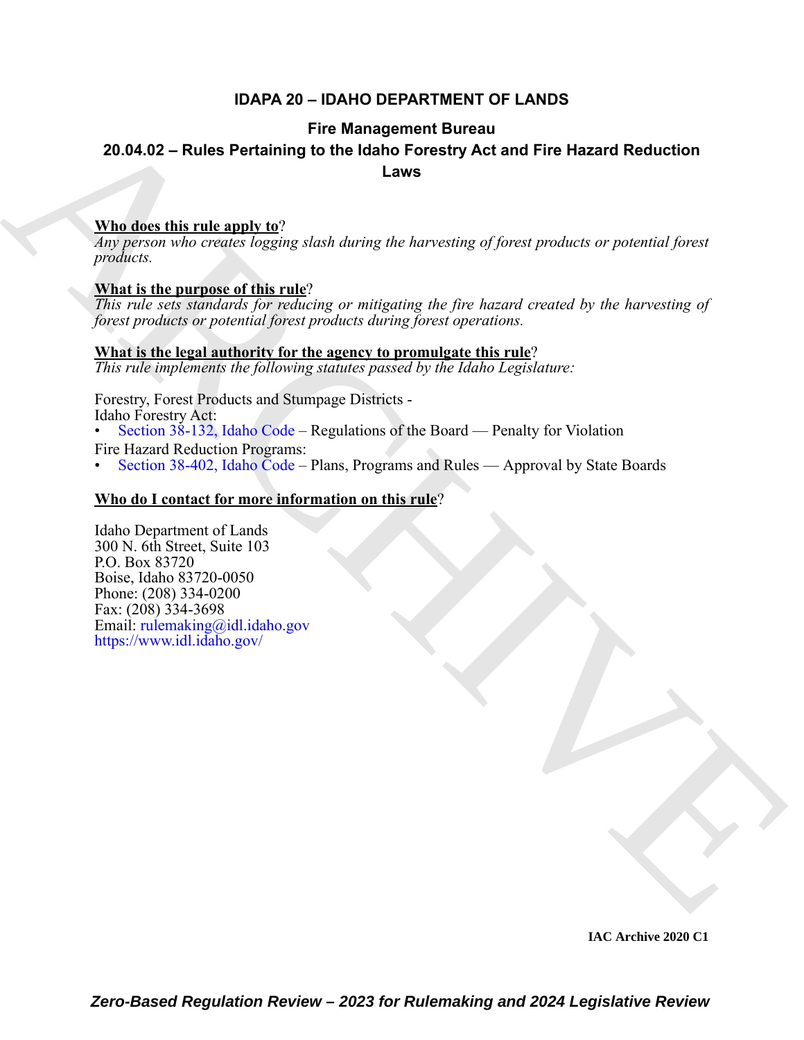# IDAPA 20 – IDAHO DEPARTMENT OF LANDS

## Fire Management Bureau

## 20.04.02 – Rules Pertaining to the Idaho Forestry Act and Fire Hazard Reduction Laws

**Who does this rule apply to**?

*Any person who creates logging slash during the harvesting of forest products or potential forest products.*

**What is the purpose of this rule**?

*This rule sets standards for reducing or mitigating the fire hazard created by the harvesting of forest products or potential forest products during forest operations.*

**What is the legal authority for the agency to promulgate this rule**?

*This rule implements the following statutes passed by the Idaho Legislature:*

Forestry, Forest Products and Stumpage Districts - Idaho Forestry Act:

- Section 38-132, Idaho Code – Regulations of the Board — Penalty for Violation

Fire Hazard Reduction Programs:

- Section 38-402, Idaho Code – Plans, Programs and Rules — Approval by State Boards

**Who do I contact for more information on this rule**?

Idaho Department of Lands
300 N. 6th Street, Suite 103
P.O. Box 83720
Boise, Idaho 83720-0050
Phone: (208) 334-0200
Fax: (208) 334-3698
Email: rulemaking@idl.idaho.gov
https://www.idl.idaho.gov/

**IAC Archive 2020 C1**

*Zero-Based Regulation Review – 2023 for Rulemaking and 2024 Legislative Review*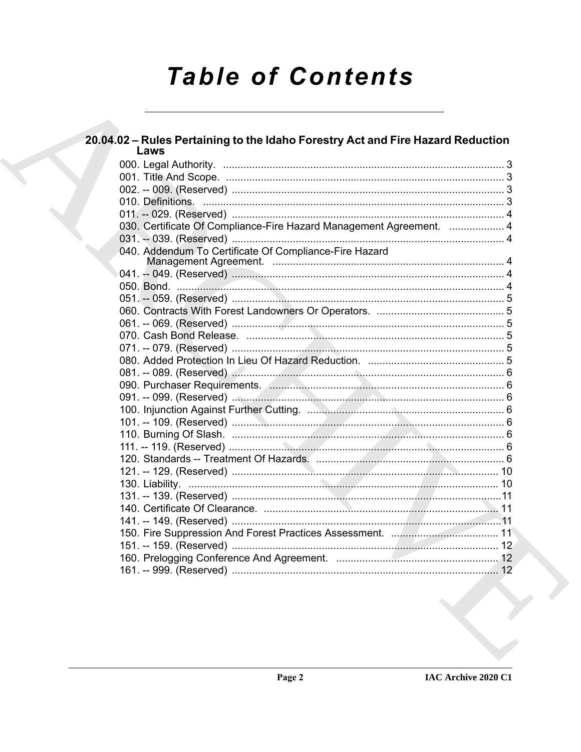# Table of Contents

## 20.04.02 – Rules Pertaining to the Idaho Forestry Act and Fire Hazard Reduction Laws

000. Legal Authority. ........ 3
001. Title And Scope. ........ 3
002. -- 009. (Reserved) ........ 3
010. Definitions. ........ 3
011. -- 029. (Reserved) ........ 4
030. Certificate Of Compliance-Fire Hazard Management Agreement. ........ 4
031. -- 039. (Reserved) ........ 4
040. Addendum To Certificate Of Compliance-Fire Hazard Management Agreement. ........ 4
041. -- 049. (Reserved) ........ 4
050. Bond. ........ 4
051. -- 059. (Reserved) ........ 5
060. Contracts With Forest Landowners Or Operators. ........ 5
061. -- 069. (Reserved) ........ 5
070. Cash Bond Release. ........ 5
071. -- 079. (Reserved) ........ 5
080. Added Protection In Lieu Of Hazard Reduction. ........ 5
081. -- 089. (Reserved) ........ 6
090. Purchaser Requirements. ........ 6
091. -- 099. (Reserved) ........ 6
100. Injunction Against Further Cutting. ........ 6
101. -- 109. (Reserved) ........ 6
110. Burning Of Slash. ........ 6
111. -- 119. (Reserved) ........ 6
120. Standards -- Treatment Of Hazards. ........ 6
121. -- 129. (Reserved) ........ 10
130. Liability. ........ 10
131. -- 139. (Reserved) ........ 11
140. Certificate Of Clearance. ........ 11
141. -- 149. (Reserved) ........ 11
150. Fire Suppression And Forest Practices Assessment. ........ 11
151. -- 159. (Reserved) ........ 12
160. Prelogging Conference And Agreement. ........ 12
161. -- 999. (Reserved) ........ 12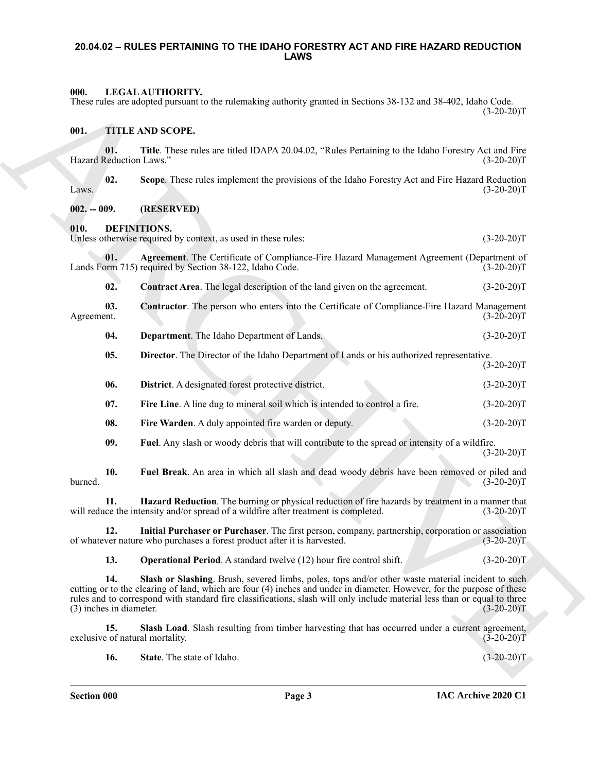# 20.04.02 – RULES PERTAINING TO THE IDAHO FORESTRY ACT AND FIRE HAZARD REDUCTION LAWS

## 000. LEGAL AUTHORITY.

These rules are adopted pursuant to the rulemaking authority granted in Sections 38-132 and 38-402, Idaho Code. (3-20-20)T

## 001. TITLE AND SCOPE.

**01. Title**. These rules are titled IDAPA 20.04.02, "Rules Pertaining to the Idaho Forestry Act and Fire Hazard Reduction Laws." (3-20-20)T

**02. Scope**. These rules implement the provisions of the Idaho Forestry Act and Fire Hazard Reduction Laws. (3-20-20)T

## 002. -- 009. (RESERVED)

## 010. DEFINITIONS.

Unless otherwise required by context, as used in these rules: (3-20-20)T

**01. Agreement**. The Certificate of Compliance-Fire Hazard Management Agreement (Department of Lands Form 715) required by Section 38-122, Idaho Code. (3-20-20)T

**02. Contract Area**. The legal description of the land given on the agreement. (3-20-20)T

**03. Contractor**. The person who enters into the Certificate of Compliance-Fire Hazard Management Agreement. (3-20-20)T

**04. Department**. The Idaho Department of Lands. (3-20-20)T

**05. Director**. The Director of the Idaho Department of Lands or his authorized representative. (3-20-20)T

**06. District**. A designated forest protective district. (3-20-20)T

**07. Fire Line**. A line dug to mineral soil which is intended to control a fire. (3-20-20)T

**08. Fire Warden**. A duly appointed fire warden or deputy. (3-20-20)T

**09. Fuel**. Any slash or woody debris that will contribute to the spread or intensity of a wildfire. (3-20-20)T

**10. Fuel Break**. An area in which all slash and dead woody debris have been removed or piled and burned. (3-20-20)T

**11. Hazard Reduction**. The burning or physical reduction of fire hazards by treatment in a manner that will reduce the intensity and/or spread of a wildfire after treatment is completed. (3-20-20)T

**12. Initial Purchaser or Purchaser**. The first person, company, partnership, corporation or association of whatever nature who purchases a forest product after it is harvested. (3-20-20)T

**13. Operational Period**. A standard twelve (12) hour fire control shift. (3-20-20)T

**14. Slash or Slashing**. Brush, severed limbs, poles, tops and/or other waste material incident to such cutting or to the clearing of land, which are four (4) inches and under in diameter. However, for the purpose of these rules and to correspond with standard fire classifications, slash will only include material less than or equal to three (3) inches in diameter. (3-20-20)T

**15. Slash Load**. Slash resulting from timber harvesting that has occurred under a current agreement, exclusive of natural mortality. (3-20-20)T

**16. State**. The state of Idaho. (3-20-20)T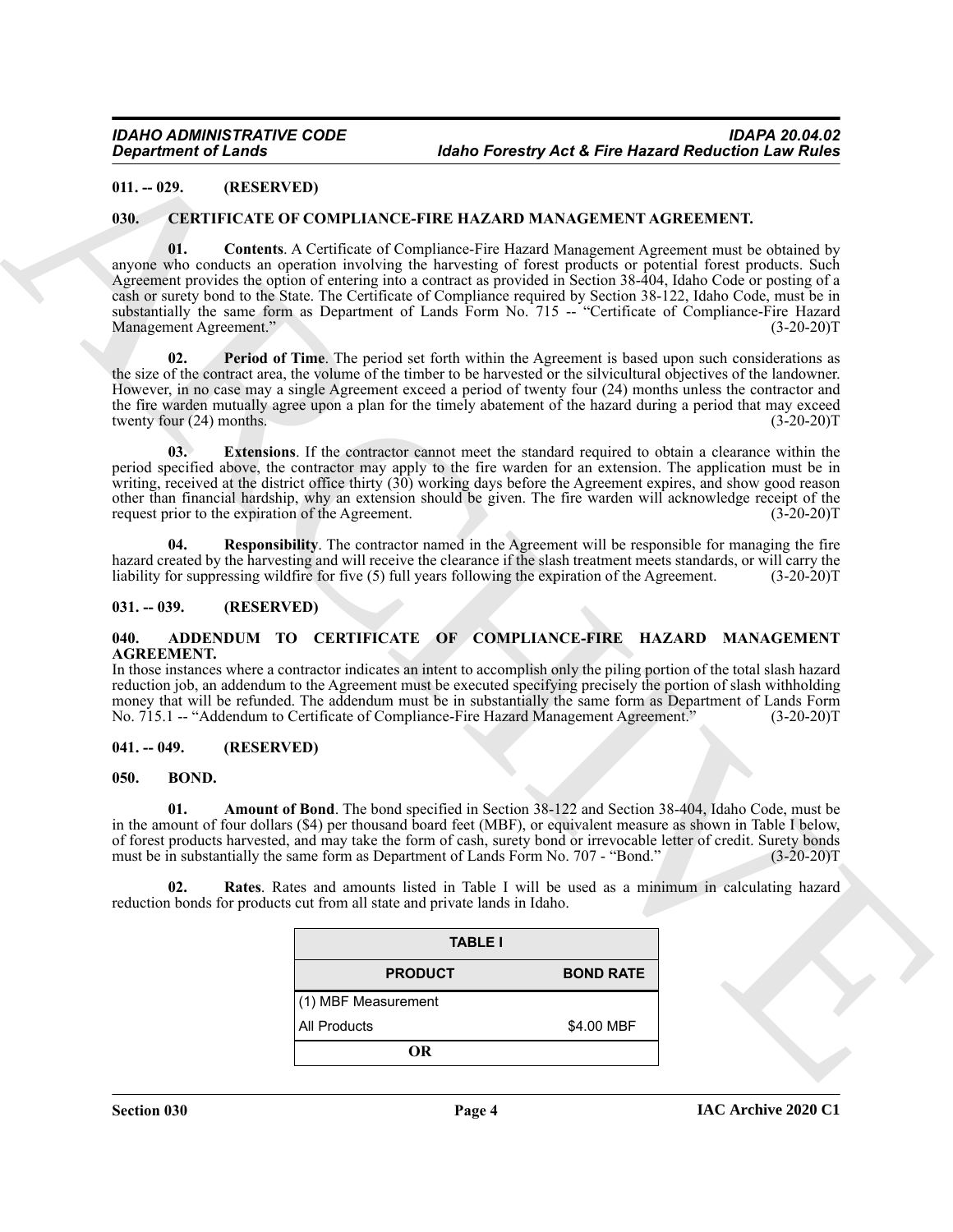## 011. -- 029. (RESERVED)

## 030. CERTIFICATE OF COMPLIANCE-FIRE HAZARD MANAGEMENT AGREEMENT.

**01. Contents**. A Certificate of Compliance-Fire Hazard Management Agreement must be obtained by anyone who conducts an operation involving the harvesting of forest products or potential forest products. Such Agreement provides the option of entering into a contract as provided in Section 38-404, Idaho Code or posting of a cash or surety bond to the State. The Certificate of Compliance required by Section 38-122, Idaho Code, must be in substantially the same form as Department of Lands Form No. 715 -- "Certificate of Compliance-Fire Hazard Management Agreement." (3-20-20)T

**02. Period of Time**. The period set forth within the Agreement is based upon such considerations as the size of the contract area, the volume of the timber to be harvested or the silvicultural objectives of the landowner. However, in no case may a single Agreement exceed a period of twenty four (24) months unless the contractor and the fire warden mutually agree upon a plan for the timely abatement of the hazard during a period that may exceed twenty four (24) months. (3-20-20)T

**03. Extensions**. If the contractor cannot meet the standard required to obtain a clearance within the period specified above, the contractor may apply to the fire warden for an extension. The application must be in writing, received at the district office thirty (30) working days before the Agreement expires, and show good reason other than financial hardship, why an extension should be given. The fire warden will acknowledge receipt of the request prior to the expiration of the Agreement. (3-20-20)T

**04. Responsibility**. The contractor named in the Agreement will be responsible for managing the fire hazard created by the harvesting and will receive the clearance if the slash treatment meets standards, or will carry the liability for suppressing wildfire for five (5) full years following the expiration of the Agreement. (3-20-20)T

## 031. -- 039. (RESERVED)

## 040. ADDENDUM TO CERTIFICATE OF COMPLIANCE-FIRE HAZARD MANAGEMENT AGREEMENT.

In those instances where a contractor indicates an intent to accomplish only the piling portion of the total slash hazard reduction job, an addendum to the Agreement must be executed specifying precisely the portion of slash withholding money that will be refunded. The addendum must be in substantially the same form as Department of Lands Form No. 715.1 -- "Addendum to Certificate of Compliance-Fire Hazard Management Agreement." (3-20-20)T

## 041. -- 049. (RESERVED)

## 050. BOND.

**01. Amount of Bond**. The bond specified in Section 38-122 and Section 38-404, Idaho Code, must be in the amount of four dollars ($4) per thousand board feet (MBF), or equivalent measure as shown in Table I below, of forest products harvested, and may take the form of cash, surety bond or irrevocable letter of credit. Surety bonds must be in substantially the same form as Department of Lands Form No. 707 - "Bond." (3-20-20)T

**02. Rates**. Rates and amounts listed in Table I will be used as a minimum in calculating hazard reduction bonds for products cut from all state and private lands in Idaho.

| TABLE I | |
|---|---|
| **PRODUCT** | **BOND RATE** |
| (1) MBF Measurement | |
| All Products | $4.00 MBF |
| **OR** | |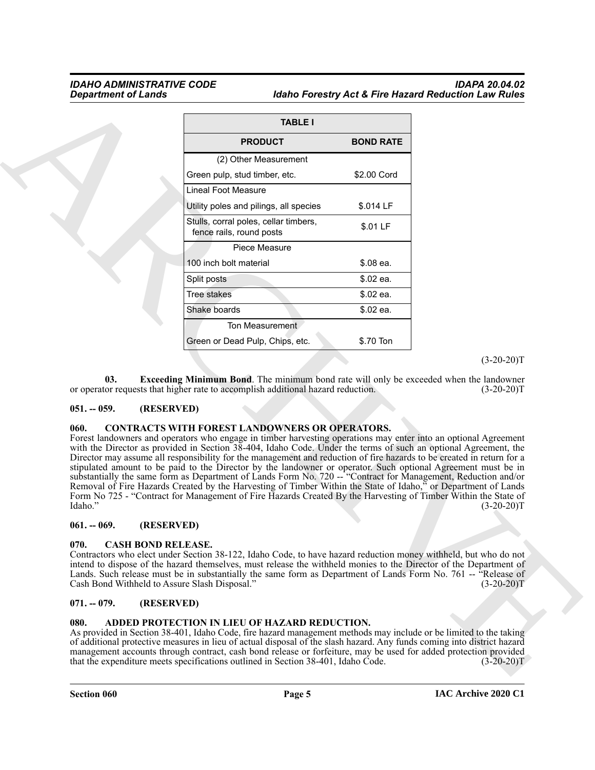| TABLE I | |
| --- | --- |
| **PRODUCT** | **BOND RATE** |
| (2) Other Measurement | |
| Green pulp, stud timber, etc. | $2.00 Cord |
| Lineal Foot Measure | |
| Utility poles and pilings, all species | $.014 LF |
| Stulls, corral poles, cellar timbers, fence rails, round posts | $.01 LF |
| Piece Measure | |
| 100 inch bolt material | $.08 ea. |
| Split posts | $.02 ea. |
| Tree stakes | $.02 ea. |
| Shake boards | $.02 ea. |
| Ton Measurement | |
| Green or Dead Pulp, Chips, etc. | $.70 Ton |

(3-20-20)T

**03. Exceeding Minimum Bond**. The minimum bond rate will only be exceeded when the landowner or operator requests that higher rate to accomplish additional hazard reduction. (3-20-20)T

### 051. -- 059. (RESERVED)

### 060. CONTRACTS WITH FOREST LANDOWNERS OR OPERATORS.

Forest landowners and operators who engage in timber harvesting operations may enter into an optional Agreement with the Director as provided in Section 38-404, Idaho Code. Under the terms of such an optional Agreement, the Director may assume all responsibility for the management and reduction of fire hazards to be created in return for a stipulated amount to be paid to the Director by the landowner or operator. Such optional Agreement must be in substantially the same form as Department of Lands Form No. 720 -- "Contract for Management, Reduction and/or Removal of Fire Hazards Created by the Harvesting of Timber Within the State of Idaho," or Department of Lands Form No 725 - "Contract for Management of Fire Hazards Created By the Harvesting of Timber Within the State of Idaho." (3-20-20)T

### 061. -- 069. (RESERVED)

### 070. CASH BOND RELEASE.

Contractors who elect under Section 38-122, Idaho Code, to have hazard reduction money withheld, but who do not intend to dispose of the hazard themselves, must release the withheld monies to the Director of the Department of Lands. Such release must be in substantially the same form as Department of Lands Form No. 761 -- "Release of Cash Bond Withheld to Assure Slash Disposal." (3-20-20)T

### 071. -- 079. (RESERVED)

### 080. ADDED PROTECTION IN LIEU OF HAZARD REDUCTION.

As provided in Section 38-401, Idaho Code, fire hazard management methods may include or be limited to the taking of additional protective measures in lieu of actual disposal of the slash hazard. Any funds coming into district hazard management accounts through contract, cash bond release or forfeiture, may be used for added protection provided that the expenditure meets specifications outlined in Section 38-401, Idaho Code. (3-20-20)T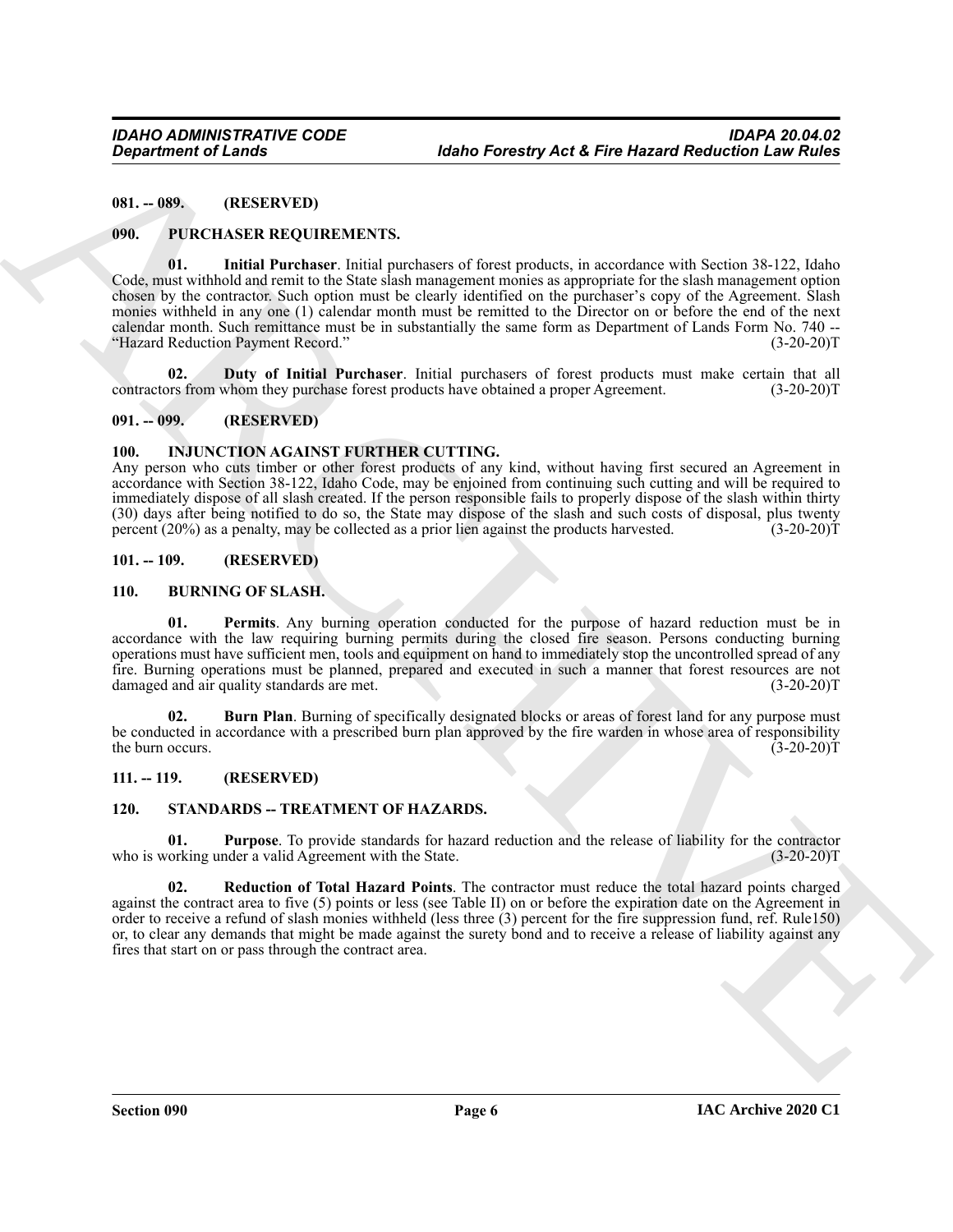## 081. -- 089. (RESERVED)

## 090. PURCHASER REQUIREMENTS.

**01. Initial Purchaser**. Initial purchasers of forest products, in accordance with Section 38-122, Idaho Code, must withhold and remit to the State slash management monies as appropriate for the slash management option chosen by the contractor. Such option must be clearly identified on the purchaser's copy of the Agreement. Slash monies withheld in any one (1) calendar month must be remitted to the Director on or before the end of the next calendar month. Such remittance must be in substantially the same form as Department of Lands Form No. 740 -- "Hazard Reduction Payment Record." (3-20-20)T

**02. Duty of Initial Purchaser**. Initial purchasers of forest products must make certain that all contractors from whom they purchase forest products have obtained a proper Agreement. (3-20-20)T

## 091. -- 099. (RESERVED)

## 100. INJUNCTION AGAINST FURTHER CUTTING.

Any person who cuts timber or other forest products of any kind, without having first secured an Agreement in accordance with Section 38-122, Idaho Code, may be enjoined from continuing such cutting and will be required to immediately dispose of all slash created. If the person responsible fails to properly dispose of the slash within thirty (30) days after being notified to do so, the State may dispose of the slash and such costs of disposal, plus twenty percent (20%) as a penalty, may be collected as a prior lien against the products harvested. (3-20-20)T

## 101. -- 109. (RESERVED)

## 110. BURNING OF SLASH.

**01. Permits**. Any burning operation conducted for the purpose of hazard reduction must be in accordance with the law requiring burning permits during the closed fire season. Persons conducting burning operations must have sufficient men, tools and equipment on hand to immediately stop the uncontrolled spread of any fire. Burning operations must be planned, prepared and executed in such a manner that forest resources are not damaged and air quality standards are met. (3-20-20)T

**02. Burn Plan**. Burning of specifically designated blocks or areas of forest land for any purpose must be conducted in accordance with a prescribed burn plan approved by the fire warden in whose area of responsibility the burn occurs. (3-20-20)T

## 111. -- 119. (RESERVED)

## 120. STANDARDS -- TREATMENT OF HAZARDS.

**01. Purpose**. To provide standards for hazard reduction and the release of liability for the contractor who is working under a valid Agreement with the State. (3-20-20)T

**02. Reduction of Total Hazard Points**. The contractor must reduce the total hazard points charged against the contract area to five (5) points or less (see Table II) on or before the expiration date on the Agreement in order to receive a refund of slash monies withheld (less three (3) percent for the fire suppression fund, ref. Rule150) or, to clear any demands that might be made against the surety bond and to receive a release of liability against any fires that start on or pass through the contract area.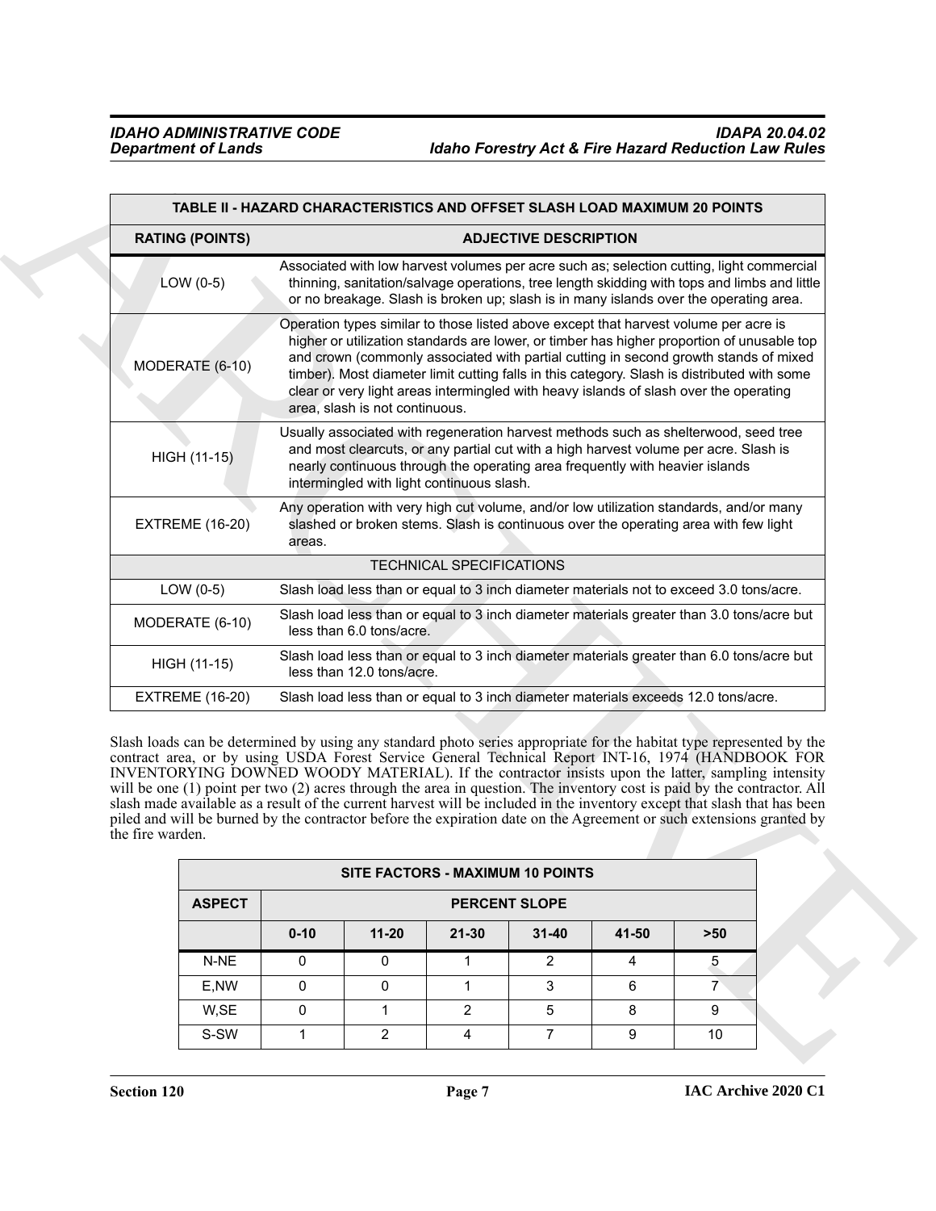| TABLE II - HAZARD CHARACTERISTICS AND OFFSET SLASH LOAD MAXIMUM 20 POINTS | |
|---|---|
| **RATING (POINTS)** | **ADJECTIVE DESCRIPTION** |
| LOW (0-5) | Associated with low harvest volumes per acre such as; selection cutting, light commercial thinning, sanitation/salvage operations, tree length skidding with tops and limbs and little or no breakage. Slash is broken up; slash is in many islands over the operating area. |
| MODERATE (6-10) | Operation types similar to those listed above except that harvest volume per acre is higher or utilization standards are lower, or timber has higher proportion of unusable top and crown (commonly associated with partial cutting in second growth stands of mixed timber). Most diameter limit cutting falls in this category. Slash is distributed with some clear or very light areas intermingled with heavy islands of slash over the operating area, slash is not continuous. |
| HIGH (11-15) | Usually associated with regeneration harvest methods such as shelterwood, seed tree and most clearcuts, or any partial cut with a high harvest volume per acre. Slash is nearly continuous through the operating area frequently with heavier islands intermingled with light continuous slash. |
| EXTREME (16-20) | Any operation with very high cut volume, and/or low utilization standards, and/or many slashed or broken stems. Slash is continuous over the operating area with few light areas. |
| | TECHNICAL SPECIFICATIONS |
| LOW (0-5) | Slash load less than or equal to 3 inch diameter materials not to exceed 3.0 tons/acre. |
| MODERATE (6-10) | Slash load less than or equal to 3 inch diameter materials greater than 3.0 tons/acre but less than 6.0 tons/acre. |
| HIGH (11-15) | Slash load less than or equal to 3 inch diameter materials greater than 6.0 tons/acre but less than 12.0 tons/acre. |
| EXTREME (16-20) | Slash load less than or equal to 3 inch diameter materials exceeds 12.0 tons/acre. |

Slash loads can be determined by using any standard photo series appropriate for the habitat type represented by the contract area, or by using USDA Forest Service General Technical Report INT-16, 1974 (HANDBOOK FOR INVENTORYING DOWNED WOODY MATERIAL). If the contractor insists upon the latter, sampling intensity will be one (1) point per two (2) acres through the area in question. The inventory cost is paid by the contractor. All slash made available as a result of the current harvest will be included in the inventory except that slash that has been piled and will be burned by the contractor before the expiration date on the Agreement or such extensions granted by the fire warden.

| SITE FACTORS - MAXIMUM 10 POINTS | | | | | | |
|---|---|---|---|---|---|---|
| **ASPECT** | **PERCENT SLOPE** | | | | | |
| | **0-10** | **11-20** | **21-30** | **31-40** | **41-50** | **>50** |
| N-NE | 0 | 0 | 1 | 2 | 4 | 5 |
| E,NW | 0 | 0 | 1 | 3 | 6 | 7 |
| W,SE | 0 | 1 | 2 | 5 | 8 | 9 |
| S-SW | 1 | 2 | 4 | 7 | 9 | 10 |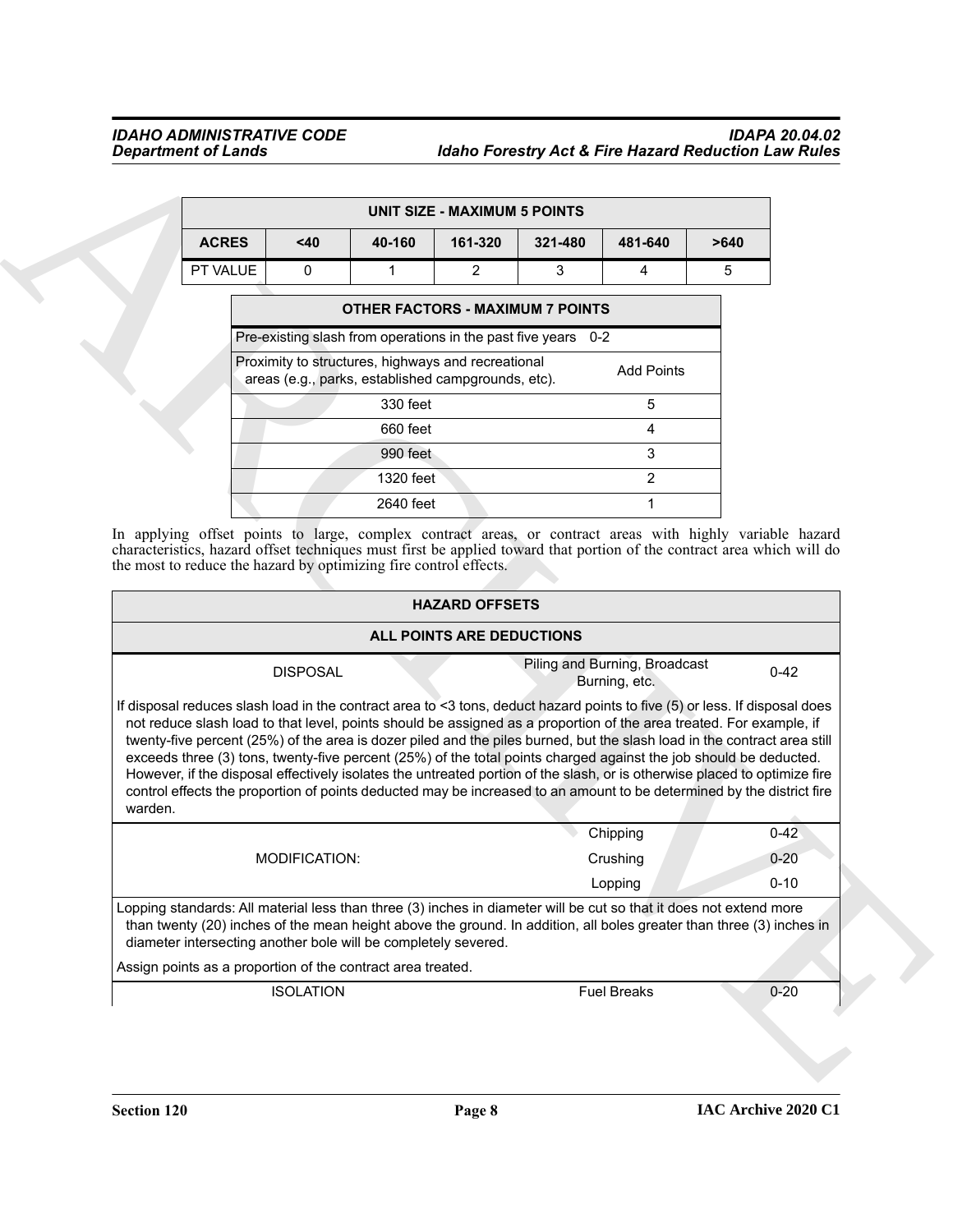| UNIT SIZE - MAXIMUM 5 POINTS | | | | | | |
|---|---|---|---|---|---|---|
| **ACRES** | **<40** | **40-160** | **161-320** | **321-480** | **481-640** | **>640** |
| PT VALUE | 0 | 1 | 2 | 3 | 4 | 5 |

| OTHER FACTORS - MAXIMUM 7 POINTS | |
|---|---|
| Pre-existing slash from operations in the past five years | 0-2 |
| Proximity to structures, highways and recreational areas (e.g., parks, established campgrounds, etc). | Add Points |
| 330 feet | 5 |
| 660 feet | 4 |
| 990 feet | 3 |
| 1320 feet | 2 |
| 2640 feet | 1 |

In applying offset points to large, complex contract areas, or contract areas with highly variable hazard characteristics, hazard offset techniques must first be applied toward that portion of the contract area which will do the most to reduce the hazard by optimizing fire control effects.

| HAZARD OFFSETS | | |
|---|---|---|
| **ALL POINTS ARE DEDUCTIONS** | | |
| DISPOSAL | Piling and Burning, Broadcast Burning, etc. | 0-42 |
| If disposal reduces slash load in the contract area to <3 tons, deduct hazard points to five (5) or less. If disposal does not reduce slash load to that level, points should be assigned as a proportion of the area treated. For example, if twenty-five percent (25%) of the area is dozer piled and the piles burned, but the slash load in the contract area still exceeds three (3) tons, twenty-five percent (25%) of the total points charged against the job should be deducted. However, if the disposal effectively isolates the untreated portion of the slash, or is otherwise placed to optimize fire control effects the proportion of points deducted may be increased to an amount to be determined by the district fire warden. | | |
| | Chipping | 0-42 |
| MODIFICATION: | Crushing | 0-20 |
| | Lopping | 0-10 |
| Lopping standards: All material less than three (3) inches in diameter will be cut so that it does not extend more than twenty (20) inches of the mean height above the ground. In addition, all boles greater than three (3) inches in diameter intersecting another bole will be completely severed. | | |
| Assign points as a proportion of the contract area treated. | | |
| ISOLATION | Fuel Breaks | 0-20 |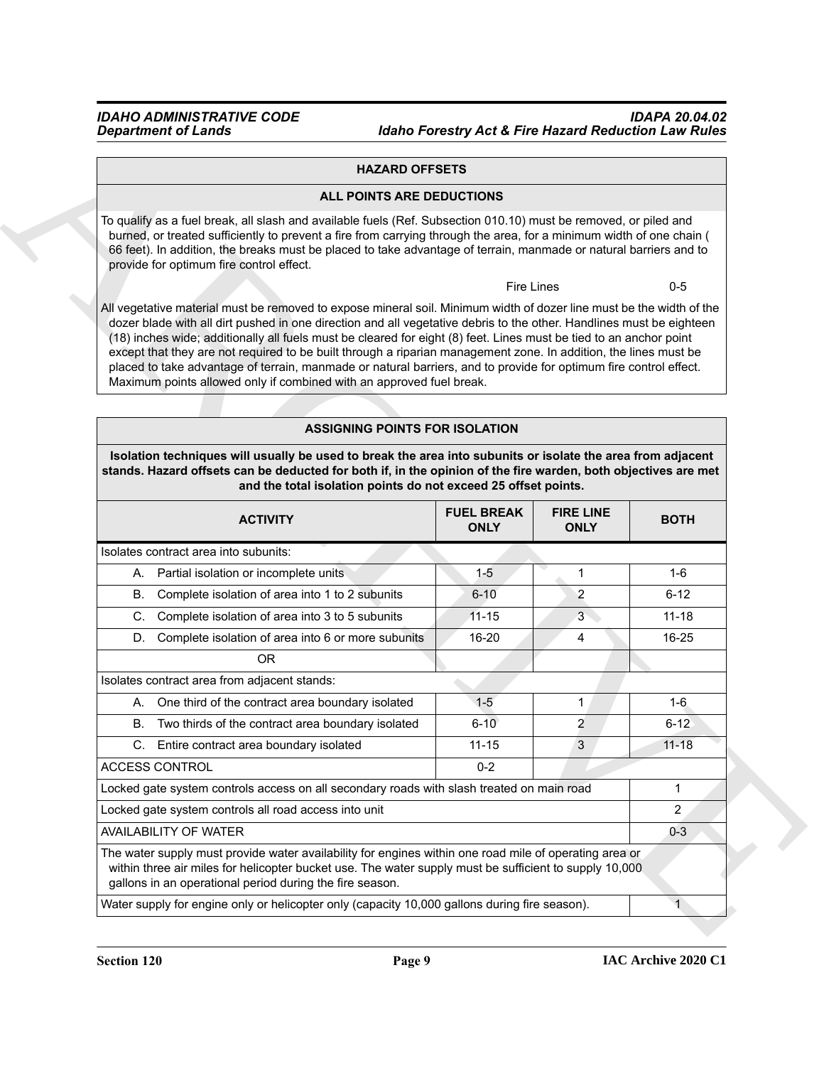| HAZARD OFFSETS | |
|---|---|
| **ALL POINTS ARE DEDUCTIONS** | |
| To qualify as a fuel break, all slash and available fuels (Ref. Subsection 010.10) must be removed, or piled and burned, or treated sufficiently to prevent a fire from carrying through the area, for a minimum width of one chain ( 66 feet). In addition, the breaks must be placed to take advantage of terrain, manmade or natural barriers and to provide for optimum fire control effect. | |
| Fire Lines | 0-5 |
| All vegetative material must be removed to expose mineral soil. Minimum width of dozer line must be the width of the dozer blade with all dirt pushed in one direction and all vegetative debris to the other. Handlines must be eighteen (18) inches wide; additionally all fuels must be cleared for eight (8) feet. Lines must be tied to an anchor point except that they are not required to be built through a riparian management zone. In addition, the lines must be placed to take advantage of terrain, manmade or natural barriers, and to provide for optimum fire control effect. Maximum points allowed only if combined with an approved fuel break. | |

| **ASSIGNING POINTS FOR ISOLATION** | | | |
|---|---|---|---|
| **Isolation techniques will usually be used to break the area into subunits or isolate the area from adjacent stands. Hazard offsets can be deducted for both if, in the opinion of the fire warden, both objectives are met and the total isolation points do not exceed 25 offset points.** | | | |
| **ACTIVITY** | **FUEL BREAK ONLY** | **FIRE LINE ONLY** | **BOTH** |
| Isolates contract area into subunits: | | | |
| A. Partial isolation or incomplete units | 1-5 | 1 | 1-6 |
| B. Complete isolation of area into 1 to 2 subunits | 6-10 | 2 | 6-12 |
| C. Complete isolation of area into 3 to 5 subunits | 11-15 | 3 | 11-18 |
| D. Complete isolation of area into 6 or more subunits | 16-20 | 4 | 16-25 |
| OR | | | |
| Isolates contract area from adjacent stands: | | | |
| A. One third of the contract area boundary isolated | 1-5 | 1 | 1-6 |
| B. Two thirds of the contract area boundary isolated | 6-10 | 2 | 6-12 |
| C. Entire contract area boundary isolated | 11-15 | 3 | 11-18 |
| ACCESS CONTROL | 0-2 | | |
| Locked gate system controls access on all secondary roads with slash treated on main road | | | 1 |
| Locked gate system controls all road access into unit | | | 2 |
| AVAILABILITY OF WATER | | | 0-3 |
| The water supply must provide water availability for engines within one road mile of operating area or within three air miles for helicopter bucket use. The water supply must be sufficient to supply 10,000 gallons in an operational period during the fire season. | | | |
| Water supply for engine only or helicopter only (capacity 10,000 gallons during fire season). | | | 1 |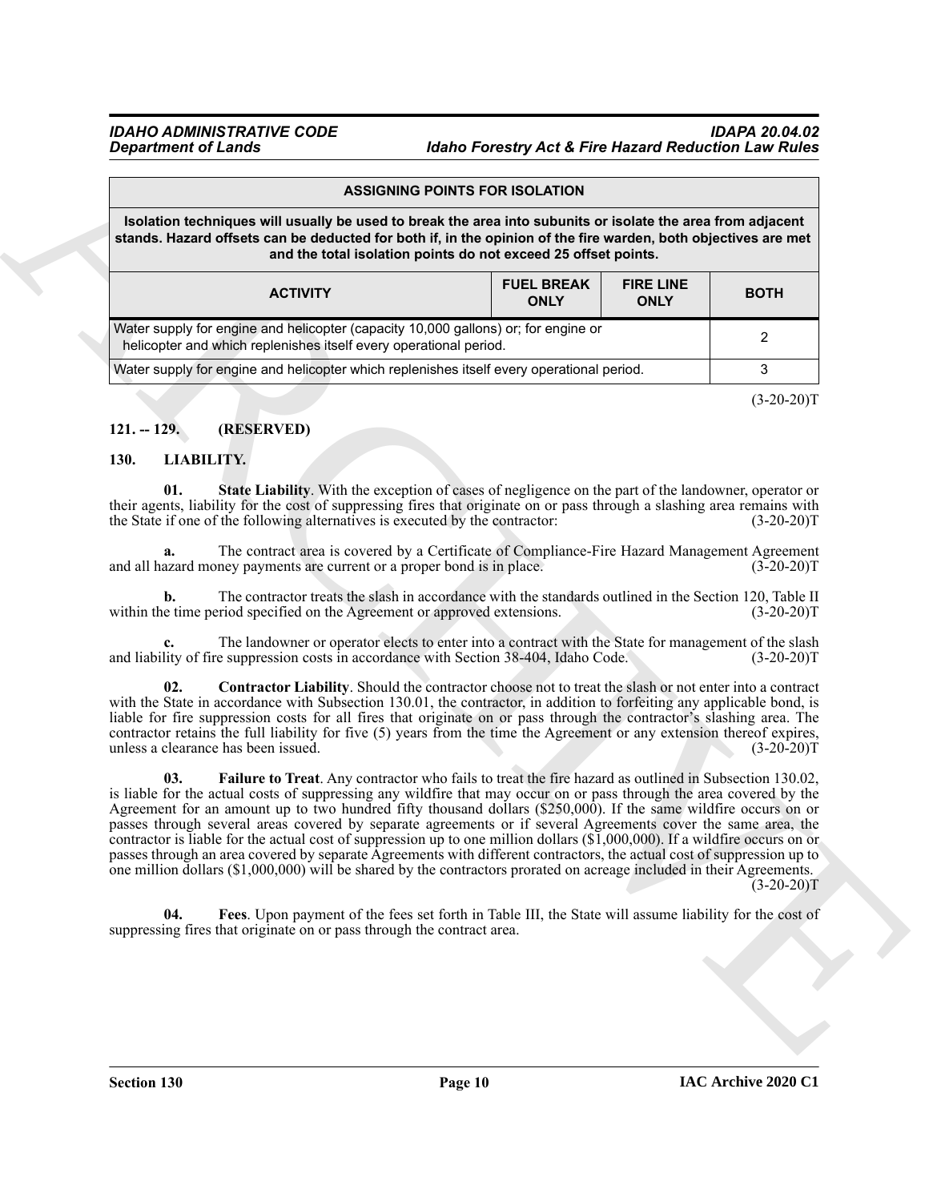| ASSIGNING POINTS FOR ISOLATION | | | |
|---|---|---|---|
| **Isolation techniques will usually be used to break the area into subunits or isolate the area from adjacent stands. Hazard offsets can be deducted for both if, in the opinion of the fire warden, both objectives are met and the total isolation points do not exceed 25 offset points.** | | | |
| **ACTIVITY** | **FUEL BREAK ONLY** | **FIRE LINE ONLY** | **BOTH** |
| Water supply for engine and helicopter (capacity 10,000 gallons) or; for engine or helicopter and which replenishes itself every operational period. | | | 2 |
| Water supply for engine and helicopter which replenishes itself every operational period. | | | 3 |

(3-20-20)T

**121. -- 129. (RESERVED)**

**130. LIABILITY.**

**01. State Liability**. With the exception of cases of negligence on the part of the landowner, operator or their agents, liability for the cost of suppressing fires that originate on or pass through a slashing area remains with the State if one of the following alternatives is executed by the contractor: (3-20-20)T

**a.** The contract area is covered by a Certificate of Compliance-Fire Hazard Management Agreement and all hazard money payments are current or a proper bond is in place. (3-20-20)T

**b.** The contractor treats the slash in accordance with the standards outlined in the Section 120, Table II within the time period specified on the Agreement or approved extensions. (3-20-20)T

**c.** The landowner or operator elects to enter into a contract with the State for management of the slash and liability of fire suppression costs in accordance with Section 38-404, Idaho Code. (3-20-20)T

**02. Contractor Liability**. Should the contractor choose not to treat the slash or not enter into a contract with the State in accordance with Subsection 130.01, the contractor, in addition to forfeiting any applicable bond, is liable for fire suppression costs for all fires that originate on or pass through the contractor's slashing area. The contractor retains the full liability for five (5) years from the time the Agreement or any extension thereof expires, unless a clearance has been issued. (3-20-20)T

**03. Failure to Treat**. Any contractor who fails to treat the fire hazard as outlined in Subsection 130.02, is liable for the actual costs of suppressing any wildfire that may occur on or pass through the area covered by the Agreement for an amount up to two hundred fifty thousand dollars ($250,000). If the same wildfire occurs on or passes through several areas covered by separate agreements or if several Agreements cover the same area, the contractor is liable for the actual cost of suppression up to one million dollars ($1,000,000). If a wildfire occurs on or passes through an area covered by separate Agreements with different contractors, the actual cost of suppression up to one million dollars ($1,000,000) will be shared by the contractors prorated on acreage included in their Agreements. (3-20-20)T

**04. Fees**. Upon payment of the fees set forth in Table III, the State will assume liability for the cost of suppressing fires that originate on or pass through the contract area.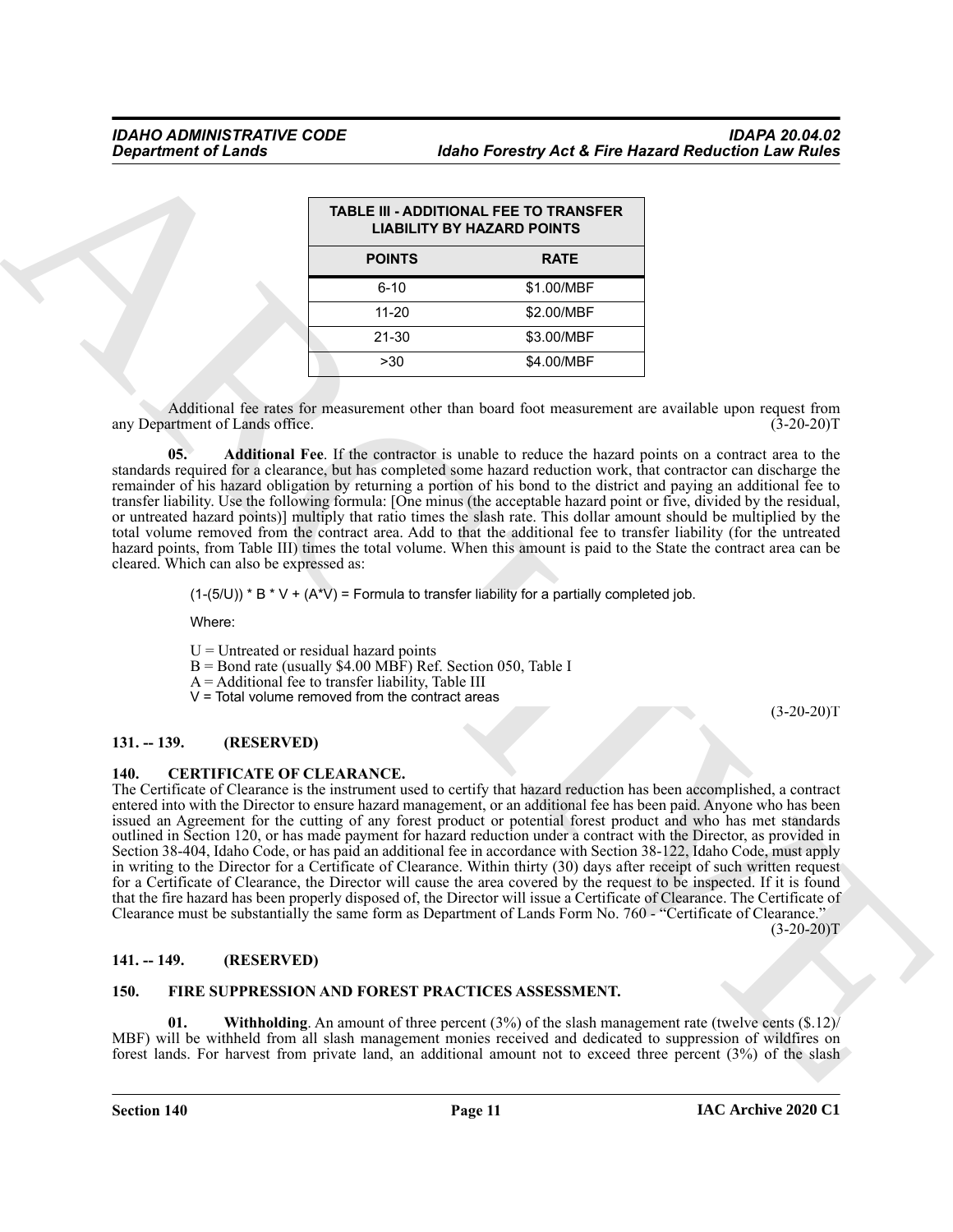| TABLE III - ADDITIONAL FEE TO TRANSFER LIABILITY BY HAZARD POINTS | |
|---|---|
| **POINTS** | **RATE** |
| 6-10 | $1.00/MBF |
| 11-20 | $2.00/MBF |
| 21-30 | $3.00/MBF |
| >30 | $4.00/MBF |

Additional fee rates for measurement other than board foot measurement are available upon request from any Department of Lands office. (3-20-20)T

**05. Additional Fee**. If the contractor is unable to reduce the hazard points on a contract area to the standards required for a clearance, but has completed some hazard reduction work, that contractor can discharge the remainder of his hazard obligation by returning a portion of his bond to the district and paying an additional fee to transfer liability. Use the following formula: [One minus (the acceptable hazard point or five, divided by the residual, or untreated hazard points)] multiply that ratio times the slash rate. This dollar amount should be multiplied by the total volume removed from the contract area. Add to that the additional fee to transfer liability (for the untreated hazard points, from Table III) times the total volume. When this amount is paid to the State the contract area can be cleared. Which can also be expressed as:

$(1-(5/U)) * B * V + (A*V)$ = Formula to transfer liability for a partially completed job.

Where:

U = Untreated or residual hazard points
B = Bond rate (usually $4.00 MBF) Ref. Section 050, Table I
A = Additional fee to transfer liability, Table III
V = Total volume removed from the contract areas

(3-20-20)T

## 131. -- 139. (RESERVED)

## 140. CERTIFICATE OF CLEARANCE.

The Certificate of Clearance is the instrument used to certify that hazard reduction has been accomplished, a contract entered into with the Director to ensure hazard management, or an additional fee has been paid. Anyone who has been issued an Agreement for the cutting of any forest product or potential forest product and who has met standards outlined in Section 120, or has made payment for hazard reduction under a contract with the Director, as provided in Section 38-404, Idaho Code, or has paid an additional fee in accordance with Section 38-122, Idaho Code, must apply in writing to the Director for a Certificate of Clearance. Within thirty (30) days after receipt of such written request for a Certificate of Clearance, the Director will cause the area covered by the request to be inspected. If it is found that the fire hazard has been properly disposed of, the Director will issue a Certificate of Clearance. The Certificate of Clearance must be substantially the same form as Department of Lands Form No. 760 - "Certificate of Clearance." (3-20-20)T

## 141. -- 149. (RESERVED)

## 150. FIRE SUPPRESSION AND FOREST PRACTICES ASSESSMENT.

**01. Withholding**. An amount of three percent (3%) of the slash management rate (twelve cents ($.12)/MBF) will be withheld from all slash management monies received and dedicated to suppression of wildfires on forest lands. For harvest from private land, an additional amount not to exceed three percent (3%) of the slash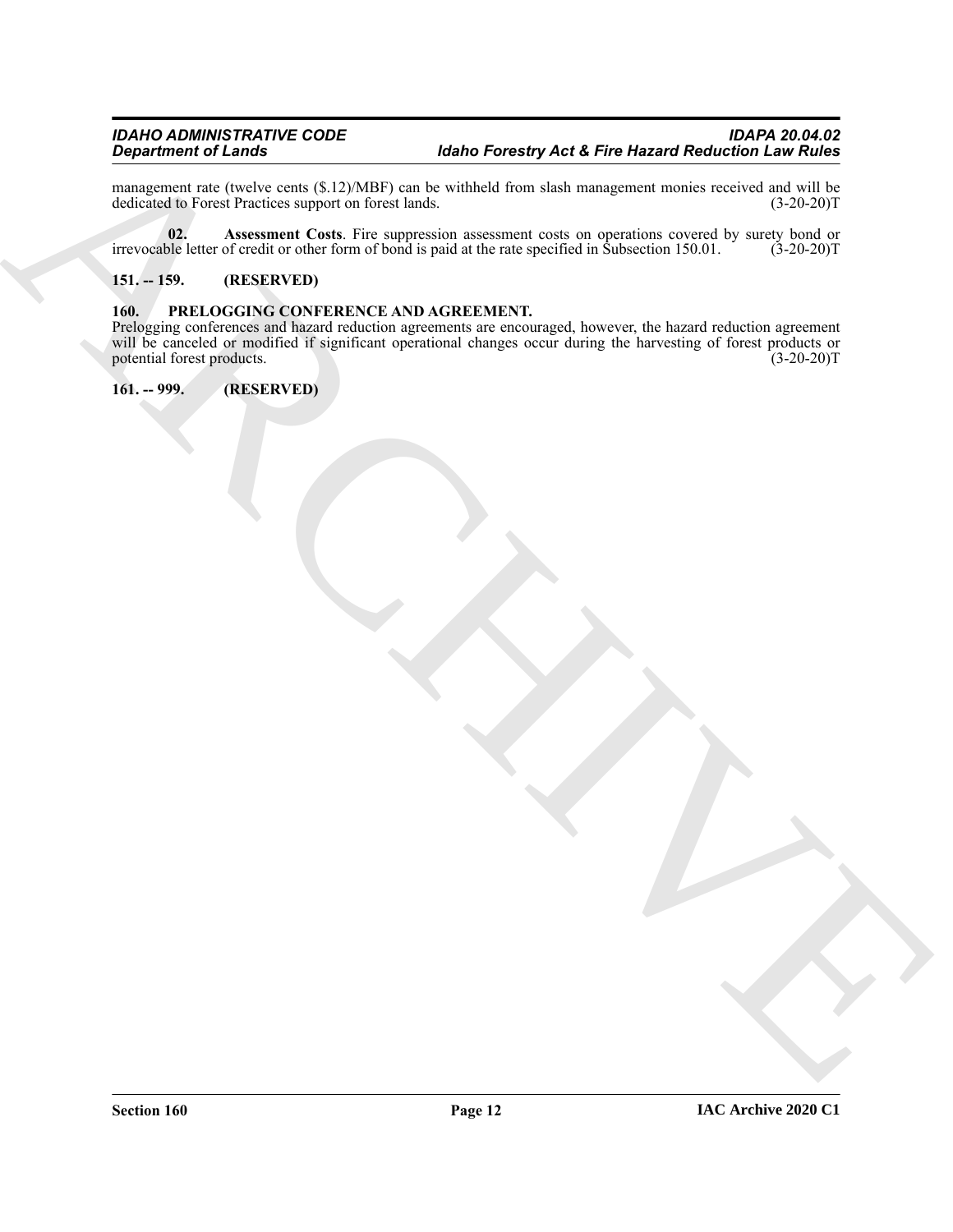management rate (twelve cents ($.12)/MBF) can be withheld from slash management monies received and will be dedicated to Forest Practices support on forest lands. (3-20-20)T

**02. Assessment Costs**. Fire suppression assessment costs on operations covered by surety bond or irrevocable letter of credit or other form of bond is paid at the rate specified in Subsection 150.01. (3-20-20)T

## 151. -- 159. (RESERVED)

## 160. PRELOGGING CONFERENCE AND AGREEMENT.

Prelogging conferences and hazard reduction agreements are encouraged, however, the hazard reduction agreement will be canceled or modified if significant operational changes occur during the harvesting of forest products or potential forest products. (3-20-20)T

## 161. -- 999. (RESERVED)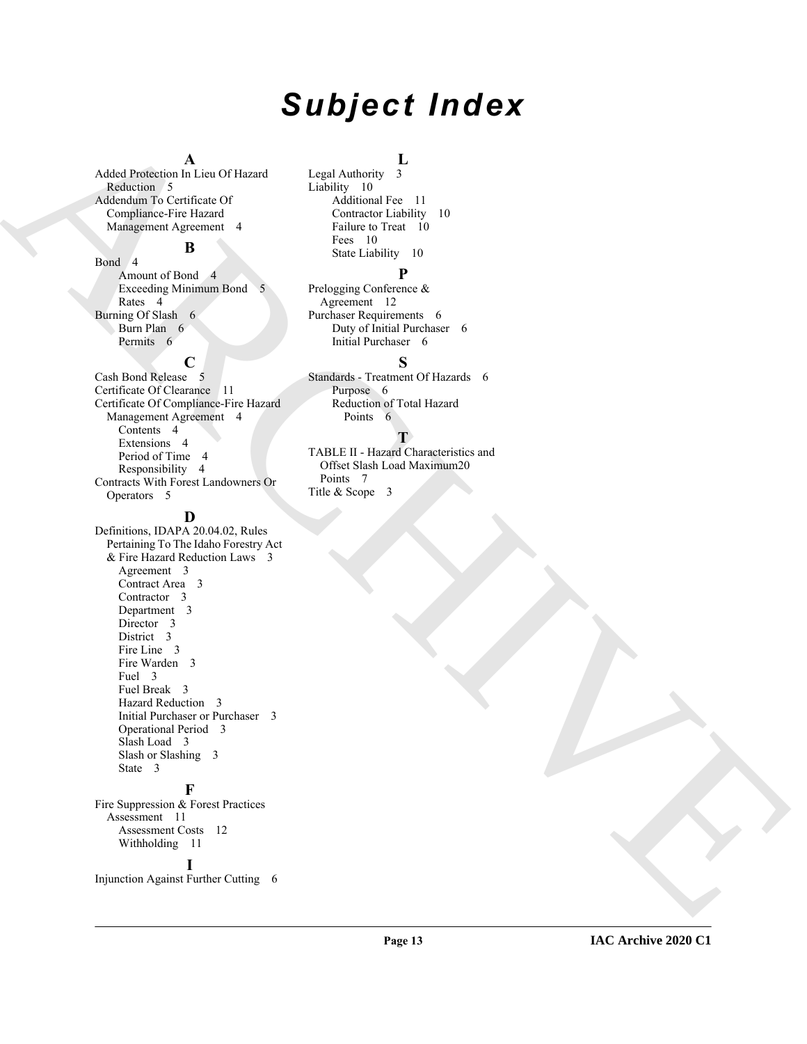# Subject Index

**A**

Added Protection In Lieu Of Hazard Reduction 5
Addendum To Certificate Of Compliance-Fire Hazard Management Agreement 4

**B**

Bond 4
- Amount of Bond 4
- Exceeding Minimum Bond 5
- Rates 4

Burning Of Slash 6
- Burn Plan 6
- Permits 6

**C**

Cash Bond Release 5
Certificate Of Clearance 11
Certificate Of Compliance-Fire Hazard Management Agreement 4
- Contents 4
- Extensions 4
- Period of Time 4
- Responsibility 4

Contracts With Forest Landowners Or Operators 5

**D**

Definitions, IDAPA 20.04.02, Rules Pertaining To The Idaho Forestry Act & Fire Hazard Reduction Laws 3
- Agreement 3
- Contract Area 3
- Contractor 3
- Department 3
- Director 3
- District 3
- Fire Line 3
- Fire Warden 3
- Fuel 3
- Fuel Break 3
- Hazard Reduction 3
- Initial Purchaser or Purchaser 3
- Operational Period 3
- Slash Load 3
- Slash or Slashing 3
- State 3

**F**

Fire Suppression & Forest Practices Assessment 11
- Assessment Costs 12
- Withholding 11

**I**

Injunction Against Further Cutting 6

**L**

Legal Authority 3
Liability 10
- Additional Fee 11
- Contractor Liability 10
- Failure to Treat 10
- Fees 10
- State Liability 10

**P**

Prelogging Conference & Agreement 12
Purchaser Requirements 6
- Duty of Initial Purchaser 6
- Initial Purchaser 6

**S**

Standards - Treatment Of Hazards 6
- Purpose 6
- Reduction of Total Hazard Points 6

**T**

TABLE II - Hazard Characteristics and Offset Slash Load Maximum20 Points 7
Title & Scope 3